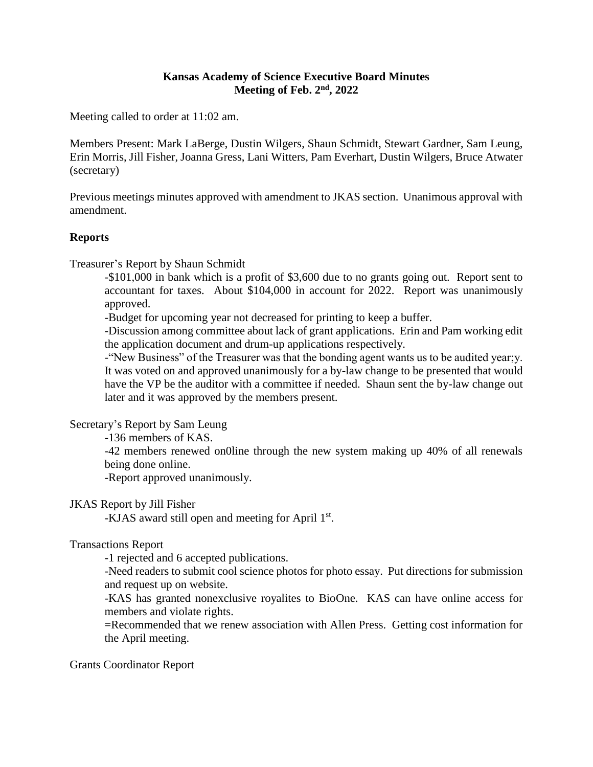**Kansas Academy of Science Executive Board Minutes**
**Meeting of Feb. 2nd, 2022**

Meeting called to order at 11:02 am.

Members Present: Mark LaBerge, Dustin Wilgers, Shaun Schmidt, Stewart Gardner, Sam Leung, Erin Morris, Jill Fisher, Joanna Gress, Lani Witters, Pam Everhart, Dustin Wilgers, Bruce Atwater (secretary)

Previous meetings minutes approved with amendment to JKAS section. Unanimous approval with amendment.

## Reports

Treasurer's Report by Shaun Schmidt

> -$101,000 in bank which is a profit of $3,600 due to no grants going out. Report sent to accountant for taxes. About $104,000 in account for 2022. Report was unanimously approved.
>
> -Budget for upcoming year not decreased for printing to keep a buffer.
>
> -Discussion among committee about lack of grant applications. Erin and Pam working edit the application document and drum-up applications respectively.
>
> -"New Business" of the Treasurer was that the bonding agent wants us to be audited year;y. It was voted on and approved unanimously for a by-law change to be presented that would have the VP be the auditor with a committee if needed. Shaun sent the by-law change out later and it was approved by the members present.

Secretary's Report by Sam Leung

> -136 members of KAS.
>
> -42 members renewed on0line through the new system making up 40% of all renewals being done online.
>
> -Report approved unanimously.

JKAS Report by Jill Fisher

> -KJAS award still open and meeting for April 1st.

Transactions Report

> -1 rejected and 6 accepted publications.
>
> -Need readers to submit cool science photos for photo essay. Put directions for submission and request up on website.
>
> -KAS has granted nonexclusive royalites to BioOne. KAS can have online access for members and violate rights.
>
> =Recommended that we renew association with Allen Press. Getting cost information for the April meeting.

Grants Coordinator Report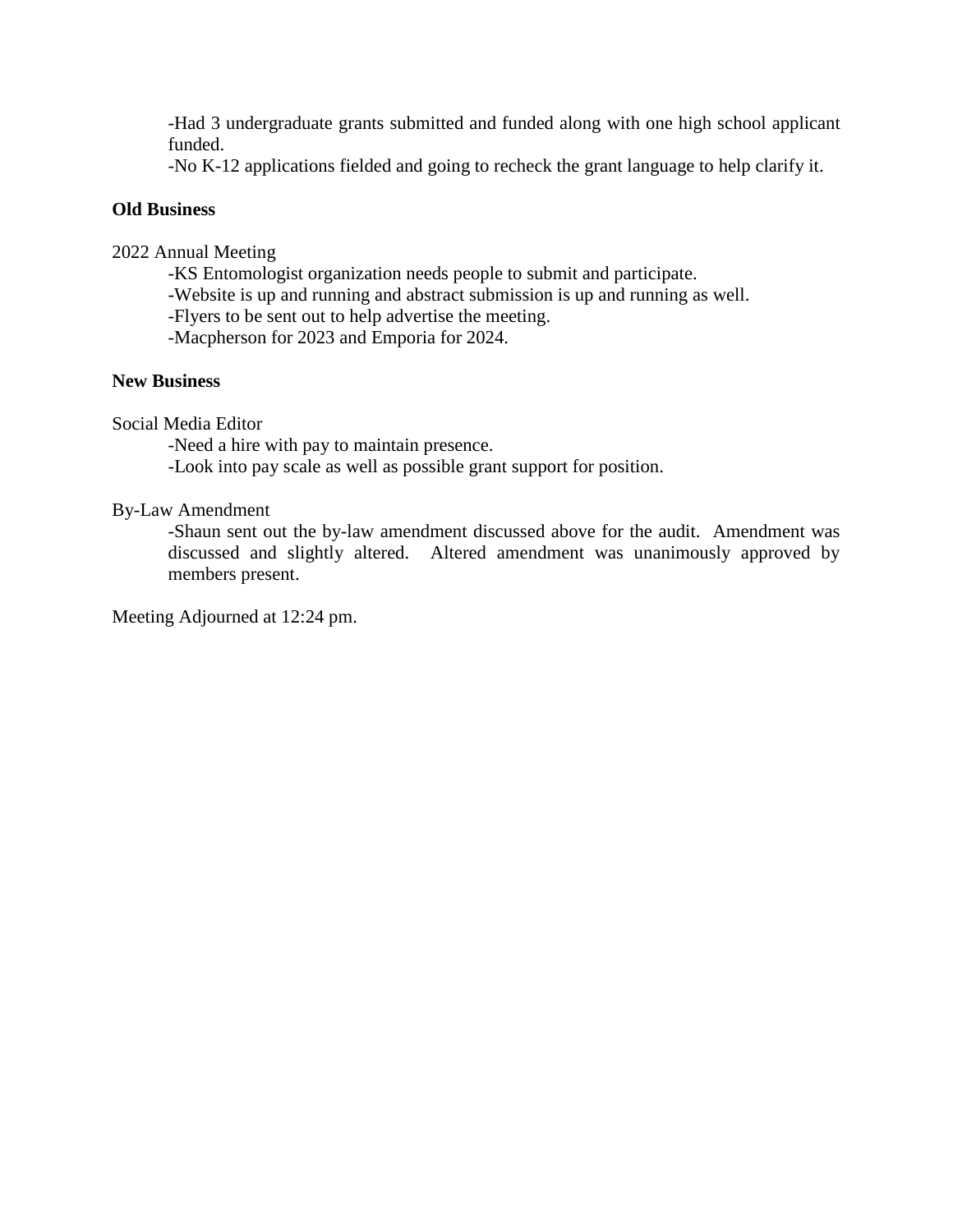-Had 3 undergraduate grants submitted and funded along with one high school applicant funded.

-No K-12 applications fielded and going to recheck the grant language to help clarify it.

**Old Business**

2022 Annual Meeting

-KS Entomologist organization needs people to submit and participate.

-Website is up and running and abstract submission is up and running as well.

-Flyers to be sent out to help advertise the meeting.

-Macpherson for 2023 and Emporia for 2024.

**New Business**

Social Media Editor

-Need a hire with pay to maintain presence.

-Look into pay scale as well as possible grant support for position.

By-Law Amendment

-Shaun sent out the by-law amendment discussed above for the audit. Amendment was discussed and slightly altered. Altered amendment was unanimously approved by members present.

Meeting Adjourned at 12:24 pm.